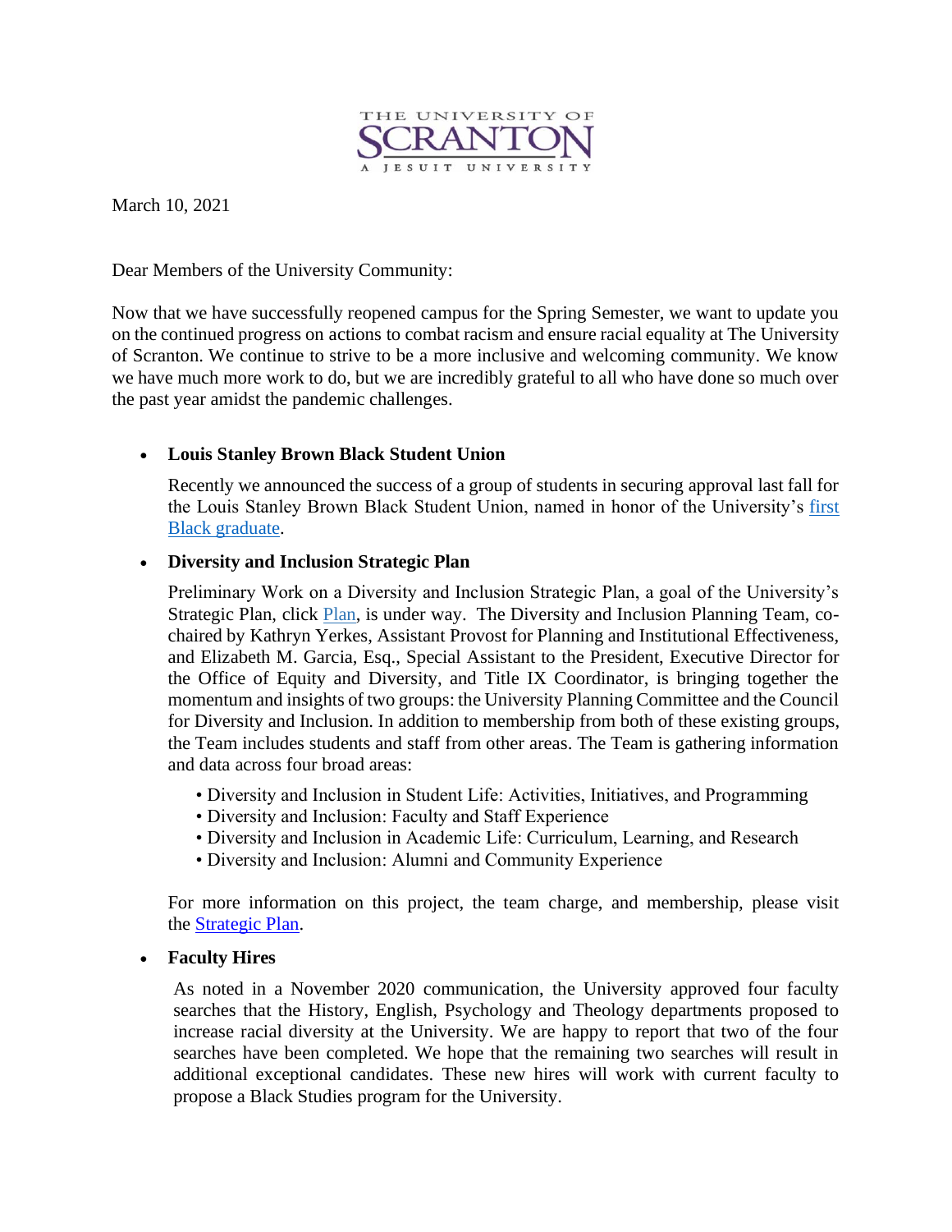THE UNIVERSITY OF SCRANTON
A JESUIT UNIVERSITY

March 10, 2021

Dear Members of the University Community:

Now that we have successfully reopened campus for the Spring Semester, we want to update you on the continued progress on actions to combat racism and ensure racial equality at The University of Scranton. We continue to strive to be a more inclusive and welcoming community. We know we have much more work to do, but we are incredibly grateful to all who have done so much over the past year amidst the pandemic challenges.

- **Louis Stanley Brown Black Student Union**

  Recently we announced the success of a group of students in securing approval last fall for the Louis Stanley Brown Black Student Union, named in honor of the University's [first Black graduate](#).

- **Diversity and Inclusion Strategic Plan**

  Preliminary Work on a Diversity and Inclusion Strategic Plan, a goal of the University's Strategic Plan, click [Plan](#), is under way. The Diversity and Inclusion Planning Team, co-chaired by Kathryn Yerkes, Assistant Provost for Planning and Institutional Effectiveness, and Elizabeth M. Garcia, Esq., Special Assistant to the President, Executive Director for the Office of Equity and Diversity, and Title IX Coordinator, is bringing together the momentum and insights of two groups: the University Planning Committee and the Council for Diversity and Inclusion. In addition to membership from both of these existing groups, the Team includes students and staff from other areas. The Team is gathering information and data across four broad areas:

  - Diversity and Inclusion in Student Life: Activities, Initiatives, and Programming
  - Diversity and Inclusion: Faculty and Staff Experience
  - Diversity and Inclusion in Academic Life: Curriculum, Learning, and Research
  - Diversity and Inclusion: Alumni and Community Experience

  For more information on this project, the team charge, and membership, please visit the [Strategic Plan](#).

- **Faculty Hires**

  As noted in a November 2020 communication, the University approved four faculty searches that the History, English, Psychology and Theology departments proposed to increase racial diversity at the University. We are happy to report that two of the four searches have been completed. We hope that the remaining two searches will result in additional exceptional candidates. These new hires will work with current faculty to propose a Black Studies program for the University.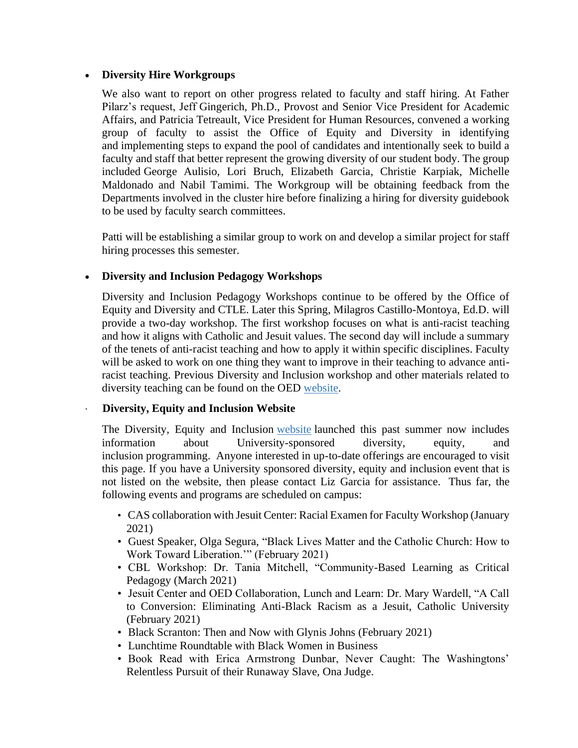- **Diversity Hire Workgroups**

  We also want to report on other progress related to faculty and staff hiring. At Father Pilarz's request, Jeff Gingerich, Ph.D., Provost and Senior Vice President for Academic Affairs, and Patricia Tetreault, Vice President for Human Resources, convened a working group of faculty to assist the Office of Equity and Diversity in identifying and implementing steps to expand the pool of candidates and intentionally seek to build a faculty and staff that better represent the growing diversity of our student body. The group included George Aulisio, Lori Bruch, Elizabeth Garcia, Christie Karpiak, Michelle Maldonado and Nabil Tamimi. The Workgroup will be obtaining feedback from the Departments involved in the cluster hire before finalizing a hiring for diversity guidebook to be used by faculty search committees.

  Patti will be establishing a similar group to work on and develop a similar project for staff hiring processes this semester.

- **Diversity and Inclusion Pedagogy Workshops**

  Diversity and Inclusion Pedagogy Workshops continue to be offered by the Office of Equity and Diversity and CTLE. Later this Spring, Milagros Castillo-Montoya, Ed.D. will provide a two-day workshop. The first workshop focuses on what is anti-racist teaching and how it aligns with Catholic and Jesuit values. The second day will include a summary of the tenets of anti-racist teaching and how to apply it within specific disciplines. Faculty will be asked to work on one thing they want to improve in their teaching to advance anti-racist teaching. Previous Diversity and Inclusion workshop and other materials related to diversity teaching can be found on the OED website.

- **Diversity, Equity and Inclusion Website**

  The Diversity, Equity and Inclusion website launched this past summer now includes information about University-sponsored diversity, equity, and inclusion programming. Anyone interested in up-to-date offerings are encouraged to visit this page. If you have a University sponsored diversity, equity and inclusion event that is not listed on the website, then please contact Liz Garcia for assistance. Thus far, the following events and programs are scheduled on campus:

  - CAS collaboration with Jesuit Center: Racial Examen for Faculty Workshop (January 2021)
  - Guest Speaker, Olga Segura, "Black Lives Matter and the Catholic Church: How to Work Toward Liberation.'" (February 2021)
  - CBL Workshop: Dr. Tania Mitchell, "Community-Based Learning as Critical Pedagogy (March 2021)
  - Jesuit Center and OED Collaboration, Lunch and Learn: Dr. Mary Wardell, "A Call to Conversion: Eliminating Anti-Black Racism as a Jesuit, Catholic University (February 2021)
  - Black Scranton: Then and Now with Glynis Johns (February 2021)
  - Lunchtime Roundtable with Black Women in Business
  - Book Read with Erica Armstrong Dunbar, Never Caught: The Washingtons' Relentless Pursuit of their Runaway Slave, Ona Judge.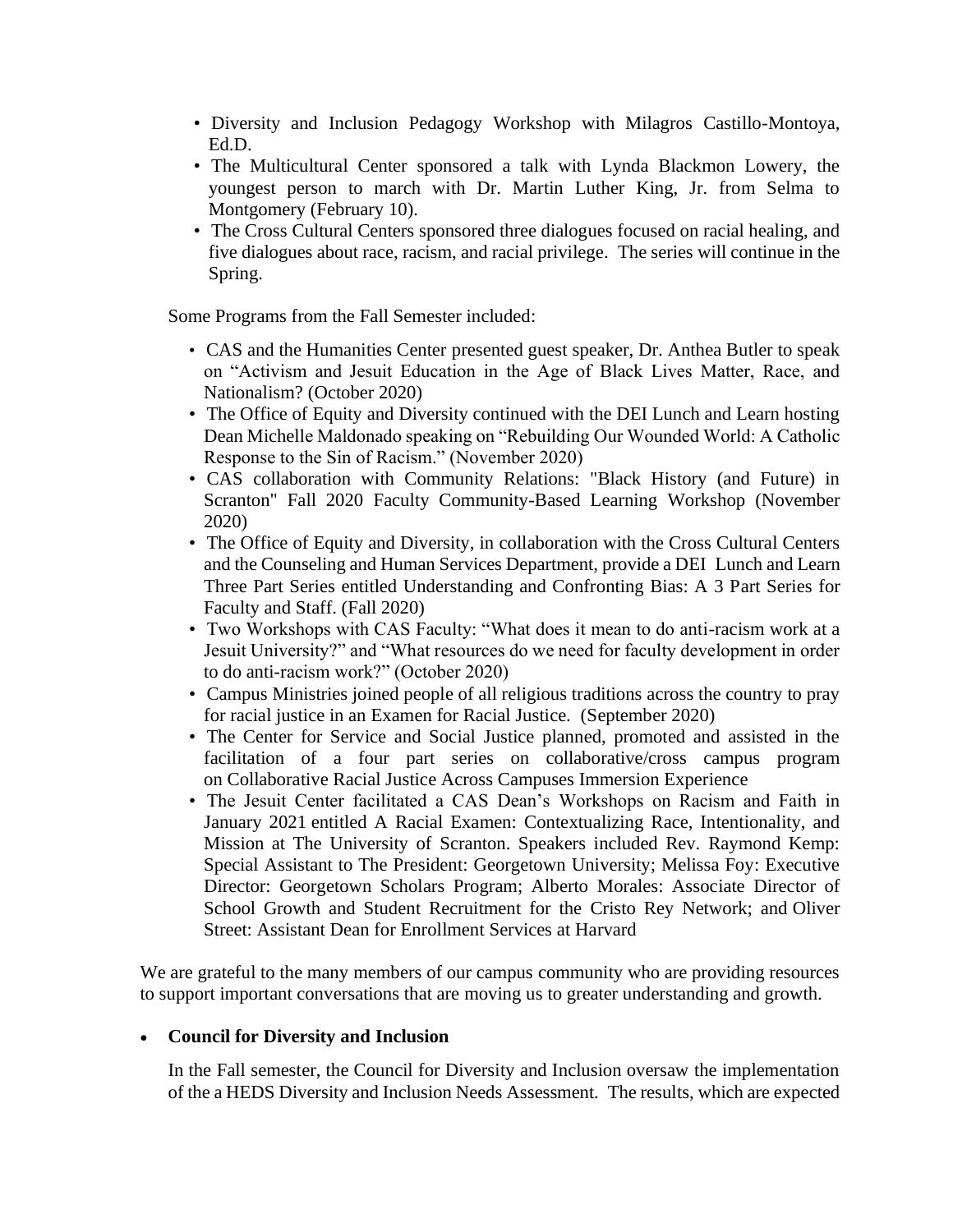- Diversity and Inclusion Pedagogy Workshop with Milagros Castillo-Montoya, Ed.D.
- The Multicultural Center sponsored a talk with Lynda Blackmon Lowery, the youngest person to march with Dr. Martin Luther King, Jr. from Selma to Montgomery (February 10).
- The Cross Cultural Centers sponsored three dialogues focused on racial healing, and five dialogues about race, racism, and racial privilege. The series will continue in the Spring.

Some Programs from the Fall Semester included:

- CAS and the Humanities Center presented guest speaker, Dr. Anthea Butler to speak on "Activism and Jesuit Education in the Age of Black Lives Matter, Race, and Nationalism? (October 2020)
- The Office of Equity and Diversity continued with the DEI Lunch and Learn hosting Dean Michelle Maldonado speaking on "Rebuilding Our Wounded World: A Catholic Response to the Sin of Racism." (November 2020)
- CAS collaboration with Community Relations: "Black History (and Future) in Scranton" Fall 2020 Faculty Community-Based Learning Workshop (November 2020)
- The Office of Equity and Diversity, in collaboration with the Cross Cultural Centers and the Counseling and Human Services Department, provide a DEI Lunch and Learn Three Part Series entitled Understanding and Confronting Bias: A 3 Part Series for Faculty and Staff. (Fall 2020)
- Two Workshops with CAS Faculty: "What does it mean to do anti-racism work at a Jesuit University?" and "What resources do we need for faculty development in order to do anti-racism work?" (October 2020)
- Campus Ministries joined people of all religious traditions across the country to pray for racial justice in an Examen for Racial Justice. (September 2020)
- The Center for Service and Social Justice planned, promoted and assisted in the facilitation of a four part series on collaborative/cross campus program on Collaborative Racial Justice Across Campuses Immersion Experience
- The Jesuit Center facilitated a CAS Dean's Workshops on Racism and Faith in January 2021 entitled A Racial Examen: Contextualizing Race, Intentionality, and Mission at The University of Scranton. Speakers included Rev. Raymond Kemp: Special Assistant to The President: Georgetown University; Melissa Foy: Executive Director: Georgetown Scholars Program; Alberto Morales: Associate Director of School Growth and Student Recruitment for the Cristo Rey Network; and Oliver Street: Assistant Dean for Enrollment Services at Harvard

We are grateful to the many members of our campus community who are providing resources to support important conversations that are moving us to greater understanding and growth.

- **Council for Diversity and Inclusion**

  In the Fall semester, the Council for Diversity and Inclusion oversaw the implementation of the a HEDS Diversity and Inclusion Needs Assessment. The results, which are expected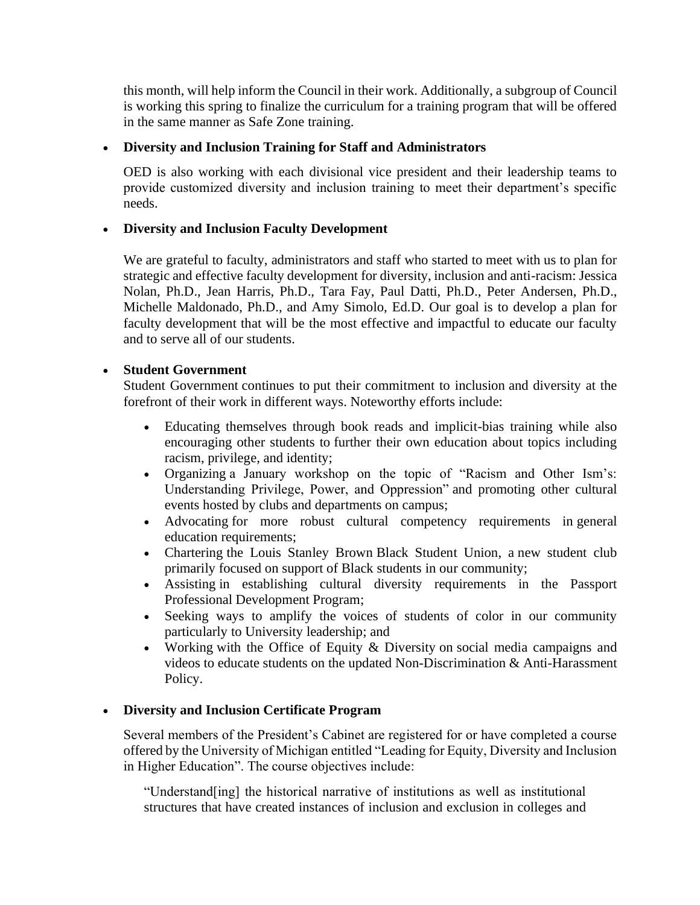this month, will help inform the Council in their work. Additionally, a subgroup of Council is working this spring to finalize the curriculum for a training program that will be offered in the same manner as Safe Zone training.

- **Diversity and Inclusion Training for Staff and Administrators**

  OED is also working with each divisional vice president and their leadership teams to provide customized diversity and inclusion training to meet their department's specific needs.

- **Diversity and Inclusion Faculty Development**

  We are grateful to faculty, administrators and staff who started to meet with us to plan for strategic and effective faculty development for diversity, inclusion and anti-racism: Jessica Nolan, Ph.D., Jean Harris, Ph.D., Tara Fay, Paul Datti, Ph.D., Peter Andersen, Ph.D., Michelle Maldonado, Ph.D., and Amy Simolo, Ed.D. Our goal is to develop a plan for faculty development that will be the most effective and impactful to educate our faculty and to serve all of our students.

- **Student Government**

  Student Government continues to put their commitment to inclusion and diversity at the forefront of their work in different ways. Noteworthy efforts include:

  - Educating themselves through book reads and implicit-bias training while also encouraging other students to further their own education about topics including racism, privilege, and identity;
  - Organizing a January workshop on the topic of "Racism and Other Ism's: Understanding Privilege, Power, and Oppression" and promoting other cultural events hosted by clubs and departments on campus;
  - Advocating for more robust cultural competency requirements in general education requirements;
  - Chartering the Louis Stanley Brown Black Student Union, a new student club primarily focused on support of Black students in our community;
  - Assisting in establishing cultural diversity requirements in the Passport Professional Development Program;
  - Seeking ways to amplify the voices of students of color in our community particularly to University leadership; and
  - Working with the Office of Equity & Diversity on social media campaigns and videos to educate students on the updated Non-Discrimination & Anti-Harassment Policy.

- **Diversity and Inclusion Certificate Program**

  Several members of the President's Cabinet are registered for or have completed a course offered by the University of Michigan entitled "Leading for Equity, Diversity and Inclusion in Higher Education". The course objectives include:

  > "Understand[ing] the historical narrative of institutions as well as institutional structures that have created instances of inclusion and exclusion in colleges and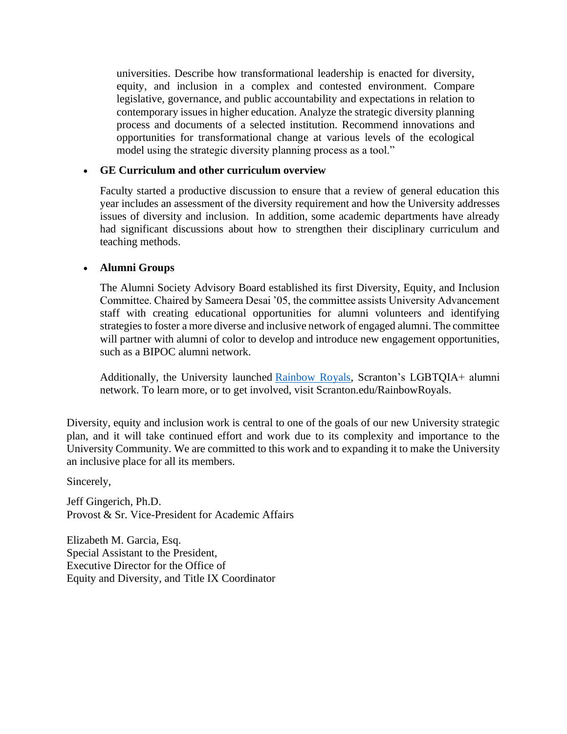universities. Describe how transformational leadership is enacted for diversity, equity, and inclusion in a complex and contested environment. Compare legislative, governance, and public accountability and expectations in relation to contemporary issues in higher education. Analyze the strategic diversity planning process and documents of a selected institution. Recommend innovations and opportunities for transformational change at various levels of the ecological model using the strategic diversity planning process as a tool."

- **GE Curriculum and other curriculum overview**

  Faculty started a productive discussion to ensure that a review of general education this year includes an assessment of the diversity requirement and how the University addresses issues of diversity and inclusion. In addition, some academic departments have already had significant discussions about how to strengthen their disciplinary curriculum and teaching methods.

- **Alumni Groups**

  The Alumni Society Advisory Board established its first Diversity, Equity, and Inclusion Committee. Chaired by Sameera Desai '05, the committee assists University Advancement staff with creating educational opportunities for alumni volunteers and identifying strategies to foster a more diverse and inclusive network of engaged alumni. The committee will partner with alumni of color to develop and introduce new engagement opportunities, such as a BIPOC alumni network.

  Additionally, the University launched Rainbow Royals, Scranton's LGBTQIA+ alumni network. To learn more, or to get involved, visit Scranton.edu/RainbowRoyals.

Diversity, equity and inclusion work is central to one of the goals of our new University strategic plan, and it will take continued effort and work due to its complexity and importance to the University Community. We are committed to this work and to expanding it to make the University an inclusive place for all its members.

Sincerely,

Jeff Gingerich, Ph.D.
Provost & Sr. Vice-President for Academic Affairs

Elizabeth M. Garcia, Esq.
Special Assistant to the President,
Executive Director for the Office of
Equity and Diversity, and Title IX Coordinator